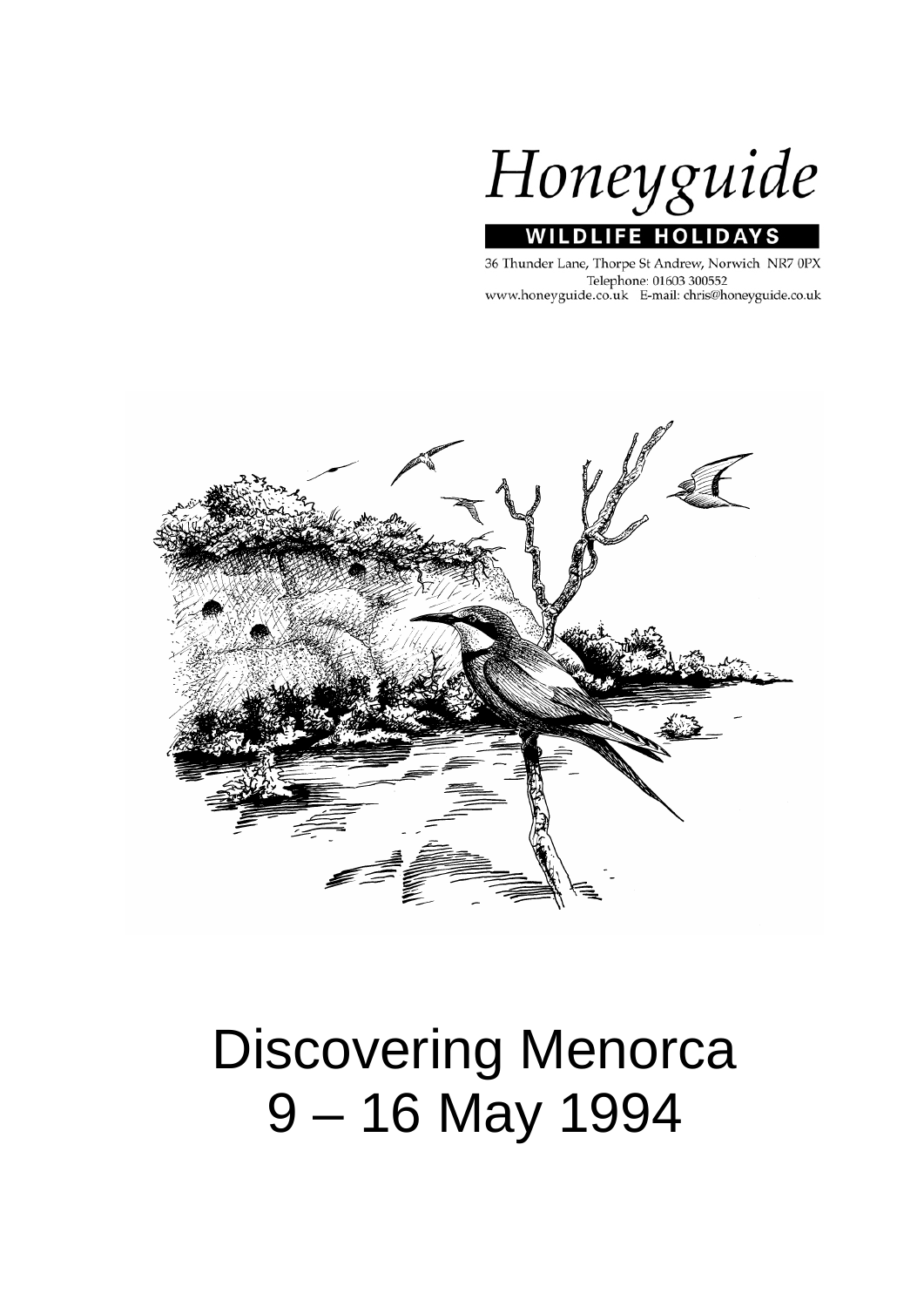Honeyguide

WILDLIFE HOLIDAYS

36 Thunder Lane, Thorpe St Andrew, Norwich NR7 0PX
Telephone: 01603 300552
www.honeyguide.co.uk E-mail: chris@honeyguide.co.uk

# Discovering Menorca
# 9 – 16 May 1994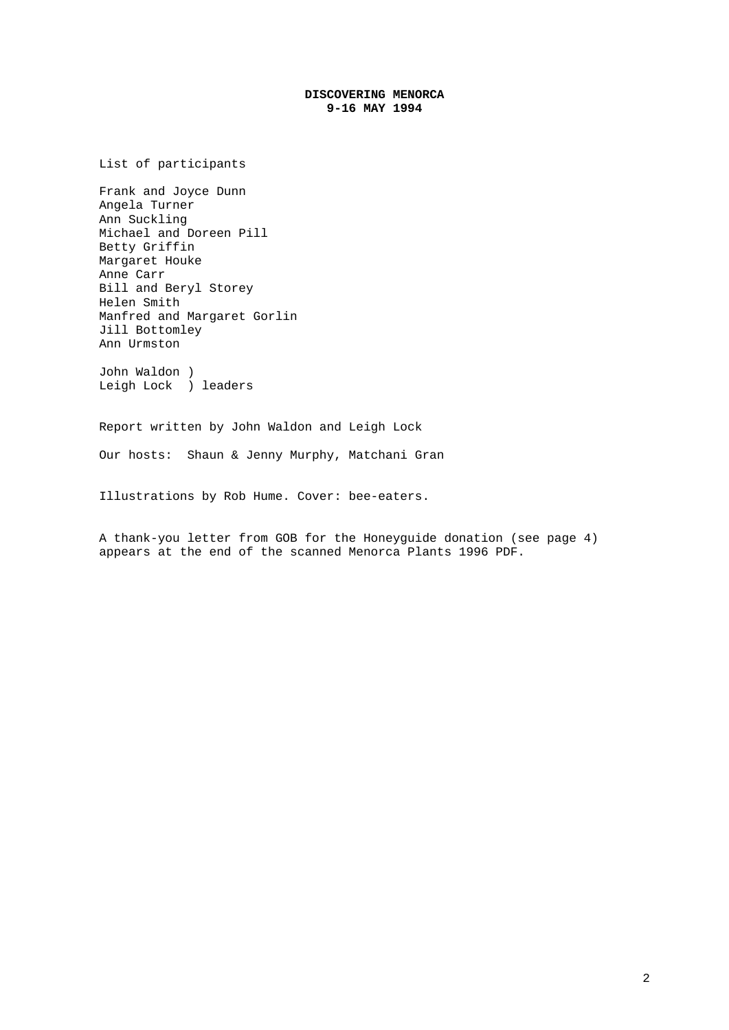**DISCOVERING MENORCA**
**9-16 MAY 1994**

List of participants

Frank and Joyce Dunn
Angela Turner
Ann Suckling
Michael and Doreen Pill
Betty Griffin
Margaret Houke
Anne Carr
Bill and Beryl Storey
Helen Smith
Manfred and Margaret Gorlin
Jill Bottomley
Ann Urmston

John Waldon )
Leigh Lock ) leaders

Report written by John Waldon and Leigh Lock

Our hosts: Shaun & Jenny Murphy, Matchani Gran

Illustrations by Rob Hume. Cover: bee-eaters.

A thank-you letter from GOB for the Honeyguide donation (see page 4) appears at the end of the scanned Menorca Plants 1996 PDF.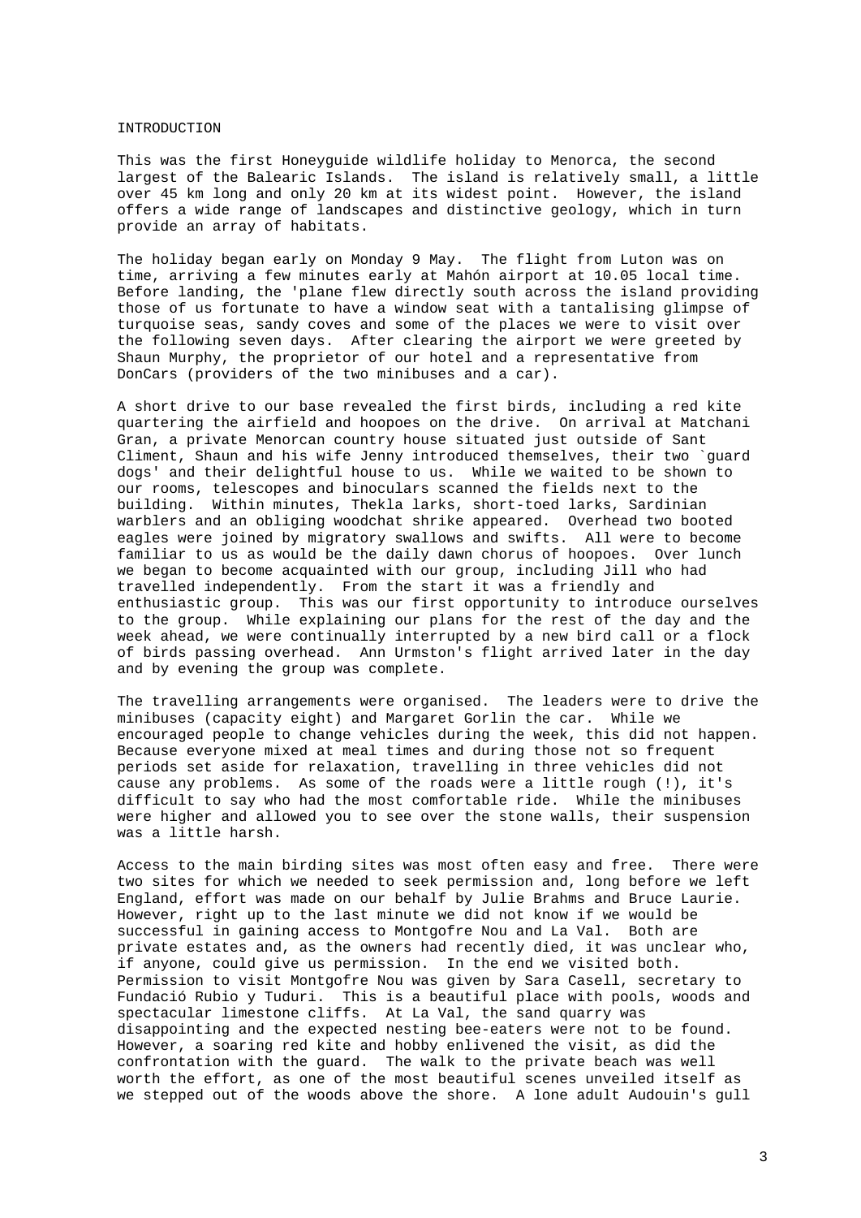# INTRODUCTION

This was the first Honeyguide wildlife holiday to Menorca, the second largest of the Balearic Islands. The island is relatively small, a little over 45 km long and only 20 km at its widest point. However, the island offers a wide range of landscapes and distinctive geology, which in turn provide an array of habitats.

The holiday began early on Monday 9 May. The flight from Luton was on time, arriving a few minutes early at Mahón airport at 10.05 local time. Before landing, the 'plane flew directly south across the island providing those of us fortunate to have a window seat with a tantalising glimpse of turquoise seas, sandy coves and some of the places we were to visit over the following seven days. After clearing the airport we were greeted by Shaun Murphy, the proprietor of our hotel and a representative from DonCars (providers of the two minibuses and a car).

A short drive to our base revealed the first birds, including a red kite quartering the airfield and hoopoes on the drive. On arrival at Matchani Gran, a private Menorcan country house situated just outside of Sant Climent, Shaun and his wife Jenny introduced themselves, their two `guard dogs' and their delightful house to us. While we waited to be shown to our rooms, telescopes and binoculars scanned the fields next to the building. Within minutes, Thekla larks, short-toed larks, Sardinian warblers and an obliging woodchat shrike appeared. Overhead two booted eagles were joined by migratory swallows and swifts. All were to become familiar to us as would be the daily dawn chorus of hoopoes. Over lunch we began to become acquainted with our group, including Jill who had travelled independently. From the start it was a friendly and enthusiastic group. This was our first opportunity to introduce ourselves to the group. While explaining our plans for the rest of the day and the week ahead, we were continually interrupted by a new bird call or a flock of birds passing overhead. Ann Urmston's flight arrived later in the day and by evening the group was complete.

The travelling arrangements were organised. The leaders were to drive the minibuses (capacity eight) and Margaret Gorlin the car. While we encouraged people to change vehicles during the week, this did not happen. Because everyone mixed at meal times and during those not so frequent periods set aside for relaxation, travelling in three vehicles did not cause any problems. As some of the roads were a little rough (!), it's difficult to say who had the most comfortable ride. While the minibuses were higher and allowed you to see over the stone walls, their suspension was a little harsh.

Access to the main birding sites was most often easy and free. There were two sites for which we needed to seek permission and, long before we left England, effort was made on our behalf by Julie Brahms and Bruce Laurie. However, right up to the last minute we did not know if we would be successful in gaining access to Montgofre Nou and La Val. Both are private estates and, as the owners had recently died, it was unclear who, if anyone, could give us permission. In the end we visited both. Permission to visit Montgofre Nou was given by Sara Casell, secretary to Fundació Rubio y Tuduri. This is a beautiful place with pools, woods and spectacular limestone cliffs. At La Val, the sand quarry was disappointing and the expected nesting bee-eaters were not to be found. However, a soaring red kite and hobby enlivened the visit, as did the confrontation with the guard. The walk to the private beach was well worth the effort, as one of the most beautiful scenes unveiled itself as we stepped out of the woods above the shore. A lone adult Audouin's gull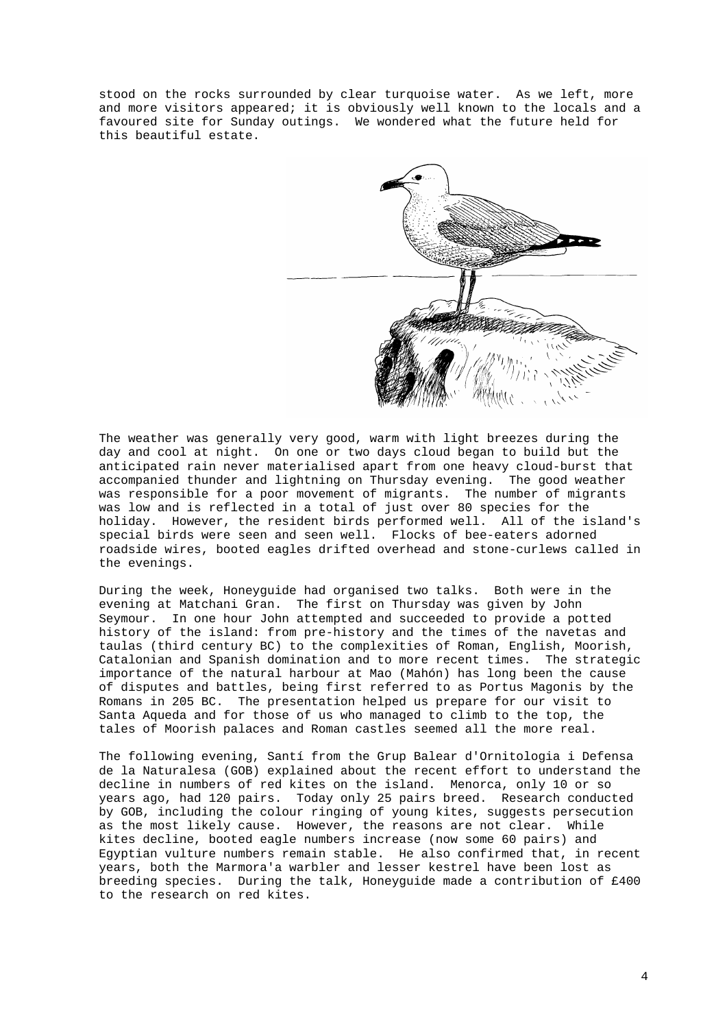stood on the rocks surrounded by clear turquoise water. As we left, more and more visitors appeared; it is obviously well known to the locals and a favoured site for Sunday outings. We wondered what the future held for this beautiful estate.

The weather was generally very good, warm with light breezes during the day and cool at night. On one or two days cloud began to build but the anticipated rain never materialised apart from one heavy cloud-burst that accompanied thunder and lightning on Thursday evening. The good weather was responsible for a poor movement of migrants. The number of migrants was low and is reflected in a total of just over 80 species for the holiday. However, the resident birds performed well. All of the island's special birds were seen and seen well. Flocks of bee-eaters adorned roadside wires, booted eagles drifted overhead and stone-curlews called in the evenings.

During the week, Honeyguide had organised two talks. Both were in the evening at Matchani Gran. The first on Thursday was given by John Seymour. In one hour John attempted and succeeded to provide a potted history of the island: from pre-history and the times of the navetas and taulas (third century BC) to the complexities of Roman, English, Moorish, Catalonian and Spanish domination and to more recent times. The strategic importance of the natural harbour at Mao (Mahón) has long been the cause of disputes and battles, being first referred to as Portus Magonis by the Romans in 205 BC. The presentation helped us prepare for our visit to Santa Aqueda and for those of us who managed to climb to the top, the tales of Moorish palaces and Roman castles seemed all the more real.

The following evening, Santí from the Grup Balear d'Ornitologia i Defensa de la Naturalesa (GOB) explained about the recent effort to understand the decline in numbers of red kites on the island. Menorca, only 10 or so years ago, had 120 pairs. Today only 25 pairs breed. Research conducted by GOB, including the colour ringing of young kites, suggests persecution as the most likely cause. However, the reasons are not clear. While kites decline, booted eagle numbers increase (now some 60 pairs) and Egyptian vulture numbers remain stable. He also confirmed that, in recent years, both the Marmora'a warbler and lesser kestrel have been lost as breeding species. During the talk, Honeyguide made a contribution of £400 to the research on red kites.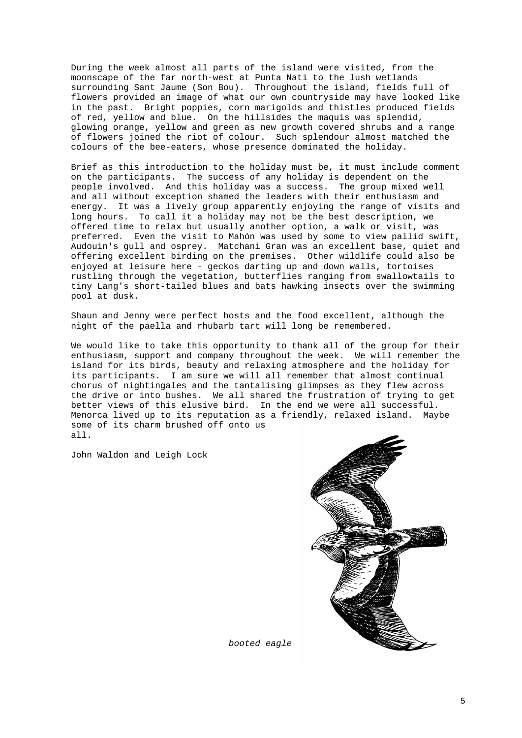During the week almost all parts of the island were visited, from the moonscape of the far north-west at Punta Nati to the lush wetlands surrounding Sant Jaume (Son Bou). Throughout the island, fields full of flowers provided an image of what our own countryside may have looked like in the past. Bright poppies, corn marigolds and thistles produced fields of red, yellow and blue. On the hillsides the maquis was splendid, glowing orange, yellow and green as new growth covered shrubs and a range of flowers joined the riot of colour. Such splendour almost matched the colours of the bee-eaters, whose presence dominated the holiday.

Brief as this introduction to the holiday must be, it must include comment on the participants. The success of any holiday is dependent on the people involved. And this holiday was a success. The group mixed well and all without exception shamed the leaders with their enthusiasm and energy. It was a lively group apparently enjoying the range of visits and long hours. To call it a holiday may not be the best description, we offered time to relax but usually another option, a walk or visit, was preferred. Even the visit to Mahón was used by some to view pallid swift, Audouin's gull and osprey. Matchani Gran was an excellent base, quiet and offering excellent birding on the premises. Other wildlife could also be enjoyed at leisure here - geckos darting up and down walls, tortoises rustling through the vegetation, butterflies ranging from swallowtails to tiny Lang's short-tailed blues and bats hawking insects over the swimming pool at dusk.

Shaun and Jenny were perfect hosts and the food excellent, although the night of the paella and rhubarb tart will long be remembered.

We would like to take this opportunity to thank all of the group for their enthusiasm, support and company throughout the week. We will remember the island for its birds, beauty and relaxing atmosphere and the holiday for its participants. I am sure we will all remember that almost continual chorus of nightingales and the tantalising glimpses as they flew across the drive or into bushes. We all shared the frustration of trying to get better views of this elusive bird. In the end we were all successful. Menorca lived up to its reputation as a friendly, relaxed island. Maybe some of its charm brushed off onto us all.

John Waldon and Leigh Lock

*booted eagle*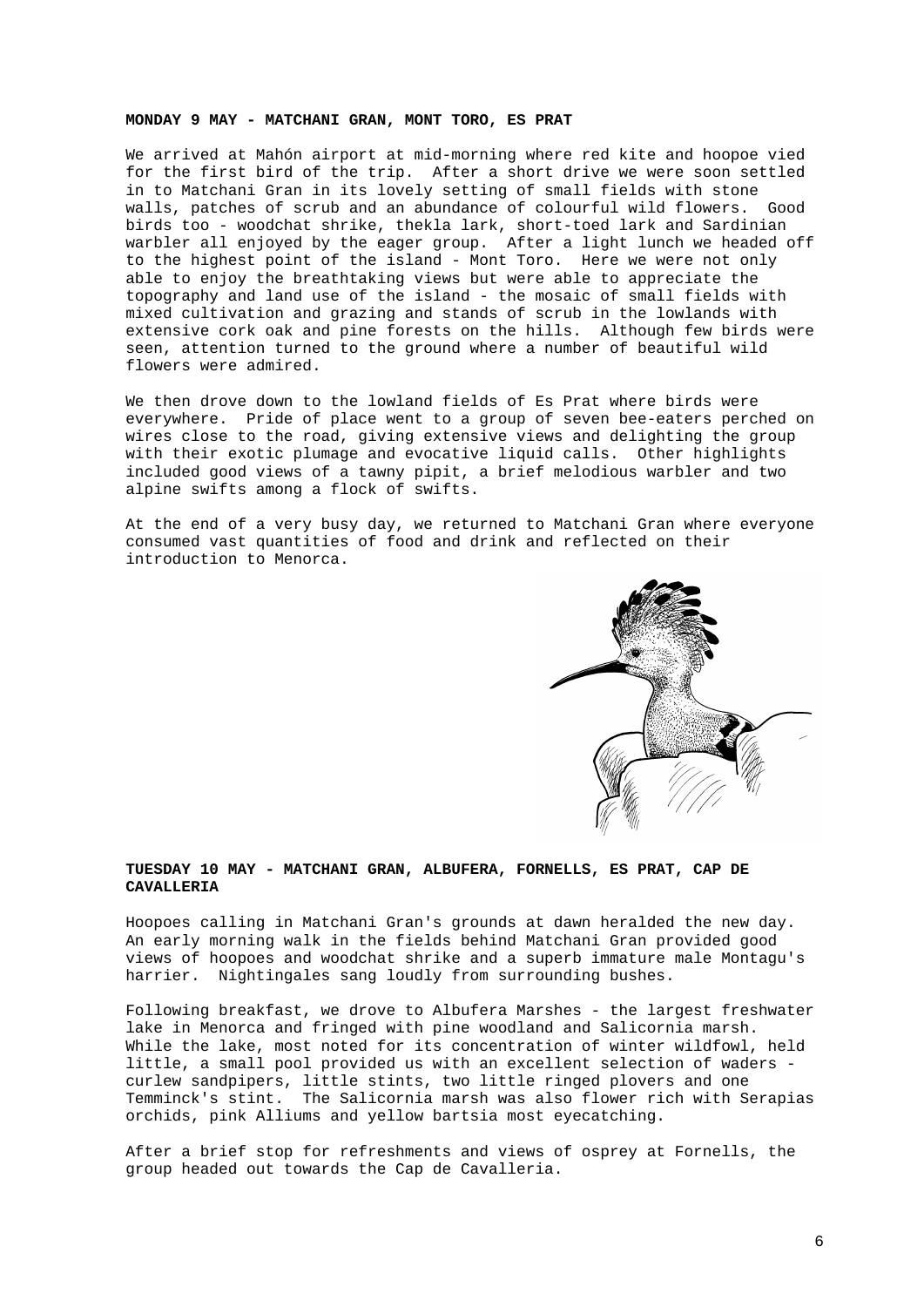**MONDAY 9 MAY - MATCHANI GRAN, MONT TORO, ES PRAT**

We arrived at Mahón airport at mid-morning where red kite and hoopoe vied for the first bird of the trip. After a short drive we were soon settled in to Matchani Gran in its lovely setting of small fields with stone walls, patches of scrub and an abundance of colourful wild flowers. Good birds too - woodchat shrike, thekla lark, short-toed lark and Sardinian warbler all enjoyed by the eager group. After a light lunch we headed off to the highest point of the island - Mont Toro. Here we were not only able to enjoy the breathtaking views but were able to appreciate the topography and land use of the island - the mosaic of small fields with mixed cultivation and grazing and stands of scrub in the lowlands with extensive cork oak and pine forests on the hills. Although few birds were seen, attention turned to the ground where a number of beautiful wild flowers were admired.

We then drove down to the lowland fields of Es Prat where birds were everywhere. Pride of place went to a group of seven bee-eaters perched on wires close to the road, giving extensive views and delighting the group with their exotic plumage and evocative liquid calls. Other highlights included good views of a tawny pipit, a brief melodious warbler and two alpine swifts among a flock of swifts.

At the end of a very busy day, we returned to Matchani Gran where everyone consumed vast quantities of food and drink and reflected on their introduction to Menorca.

**TUESDAY 10 MAY - MATCHANI GRAN, ALBUFERA, FORNELLS, ES PRAT, CAP DE CAVALLERIA**

Hoopoes calling in Matchani Gran's grounds at dawn heralded the new day. An early morning walk in the fields behind Matchani Gran provided good views of hoopoes and woodchat shrike and a superb immature male Montagu's harrier. Nightingales sang loudly from surrounding bushes.

Following breakfast, we drove to Albufera Marshes - the largest freshwater lake in Menorca and fringed with pine woodland and Salicornia marsh. While the lake, most noted for its concentration of winter wildfowl, held little, a small pool provided us with an excellent selection of waders - curlew sandpipers, little stints, two little ringed plovers and one Temminck's stint. The Salicornia marsh was also flower rich with Serapias orchids, pink Alliums and yellow bartsia most eyecatching.

After a brief stop for refreshments and views of osprey at Fornells, the group headed out towards the Cap de Cavalleria.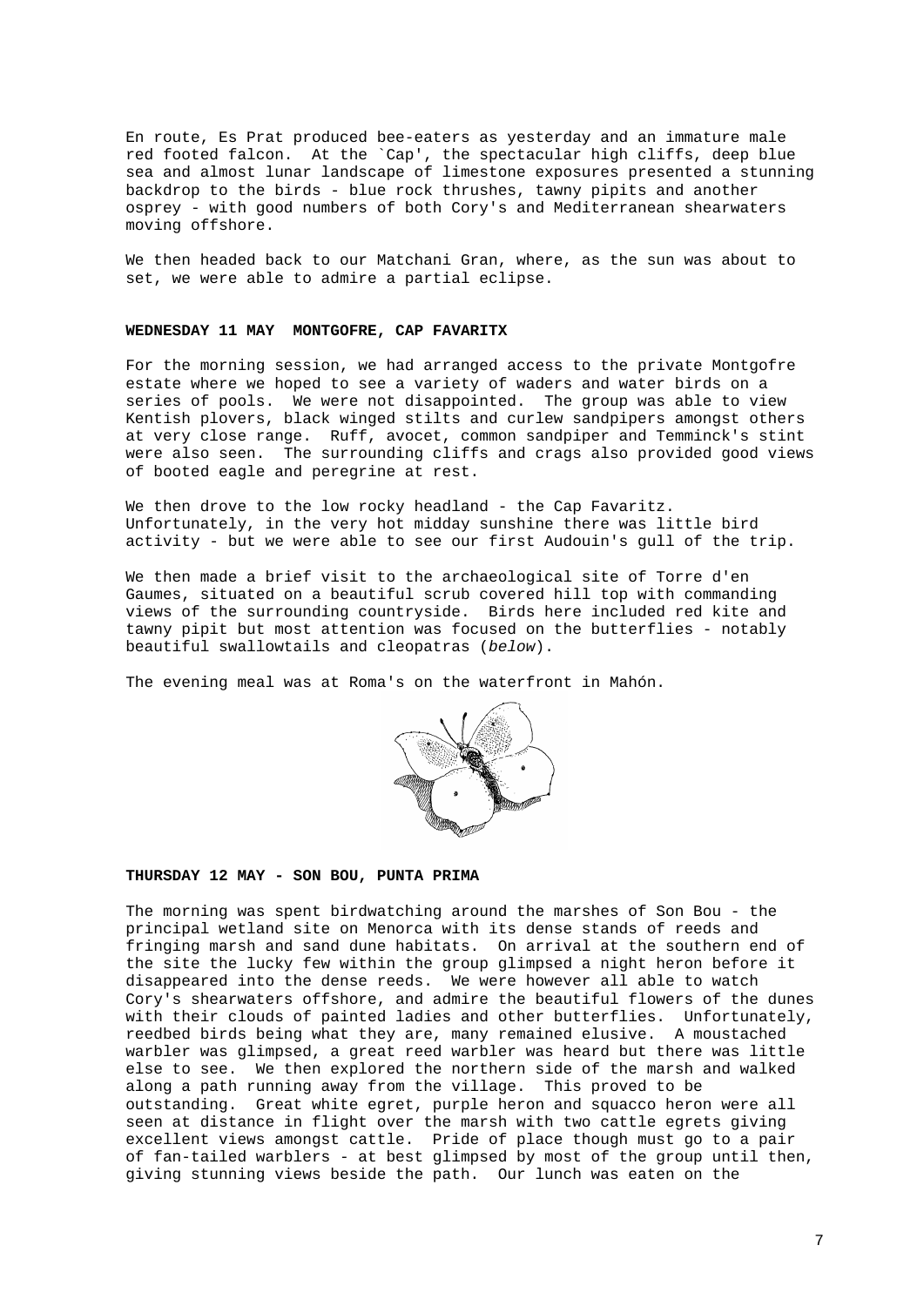En route, Es Prat produced bee-eaters as yesterday and an immature male red footed falcon. At the `Cap', the spectacular high cliffs, deep blue sea and almost lunar landscape of limestone exposures presented a stunning backdrop to the birds - blue rock thrushes, tawny pipits and another osprey - with good numbers of both Cory's and Mediterranean shearwaters moving offshore.

We then headed back to our Matchani Gran, where, as the sun was about to set, we were able to admire a partial eclipse.

**WEDNESDAY 11 MAY MONTGOFRE, CAP FAVARITX**

For the morning session, we had arranged access to the private Montgofre estate where we hoped to see a variety of waders and water birds on a series of pools. We were not disappointed. The group was able to view Kentish plovers, black winged stilts and curlew sandpipers amongst others at very close range. Ruff, avocet, common sandpiper and Temminck's stint were also seen. The surrounding cliffs and crags also provided good views of booted eagle and peregrine at rest.

We then drove to the low rocky headland - the Cap Favaritz. Unfortunately, in the very hot midday sunshine there was little bird activity - but we were able to see our first Audouin's gull of the trip.

We then made a brief visit to the archaeological site of Torre d'en Gaumes, situated on a beautiful scrub covered hill top with commanding views of the surrounding countryside. Birds here included red kite and tawny pipit but most attention was focused on the butterflies - notably beautiful swallowtails and cleopatras (*below*).

The evening meal was at Roma's on the waterfront in Mahón.

**THURSDAY 12 MAY - SON BOU, PUNTA PRIMA**

The morning was spent birdwatching around the marshes of Son Bou - the principal wetland site on Menorca with its dense stands of reeds and fringing marsh and sand dune habitats. On arrival at the southern end of the site the lucky few within the group glimpsed a night heron before it disappeared into the dense reeds. We were however all able to watch Cory's shearwaters offshore, and admire the beautiful flowers of the dunes with their clouds of painted ladies and other butterflies. Unfortunately, reedbed birds being what they are, many remained elusive. A moustached warbler was glimpsed, a great reed warbler was heard but there was little else to see. We then explored the northern side of the marsh and walked along a path running away from the village. This proved to be outstanding. Great white egret, purple heron and squacco heron were all seen at distance in flight over the marsh with two cattle egrets giving excellent views amongst cattle. Pride of place though must go to a pair of fan-tailed warblers - at best glimpsed by most of the group until then, giving stunning views beside the path. Our lunch was eaten on the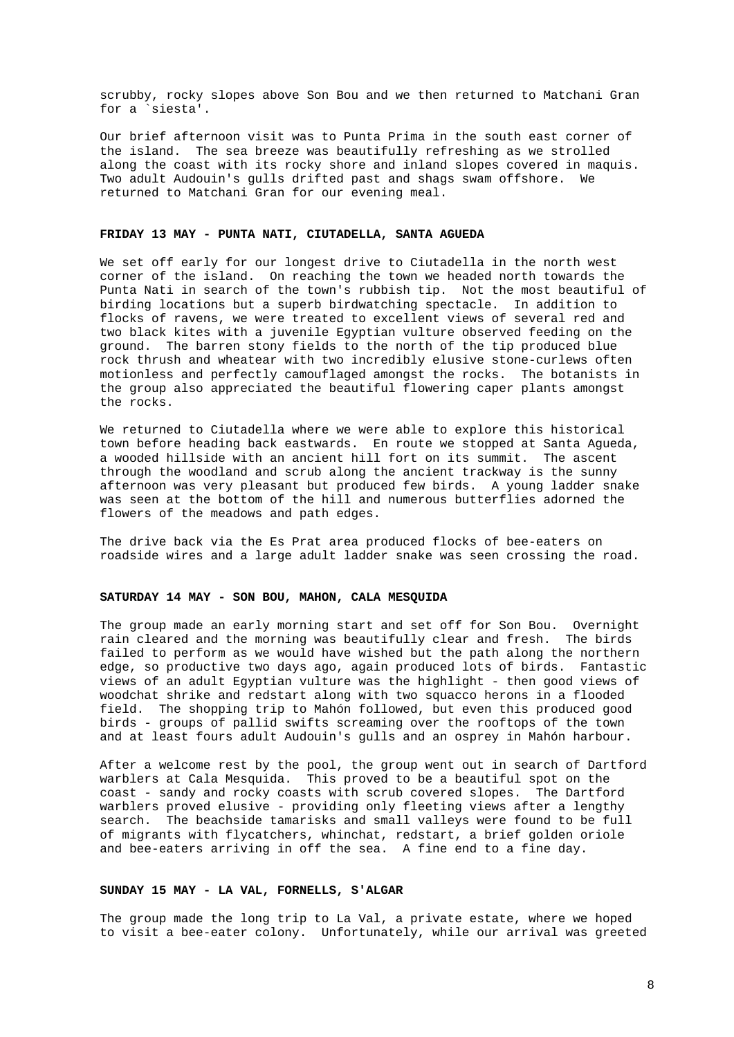scrubby, rocky slopes above Son Bou and we then returned to Matchani Gran for a `siesta'.

Our brief afternoon visit was to Punta Prima in the south east corner of the island. The sea breeze was beautifully refreshing as we strolled along the coast with its rocky shore and inland slopes covered in maquis. Two adult Audouin's gulls drifted past and shags swam offshore. We returned to Matchani Gran for our evening meal.

**FRIDAY 13 MAY - PUNTA NATI, CIUTADELLA, SANTA AGUEDA**

We set off early for our longest drive to Ciutadella in the north west corner of the island. On reaching the town we headed north towards the Punta Nati in search of the town's rubbish tip. Not the most beautiful of birding locations but a superb birdwatching spectacle. In addition to flocks of ravens, we were treated to excellent views of several red and two black kites with a juvenile Egyptian vulture observed feeding on the ground. The barren stony fields to the north of the tip produced blue rock thrush and wheatear with two incredibly elusive stone-curlews often motionless and perfectly camouflaged amongst the rocks. The botanists in the group also appreciated the beautiful flowering caper plants amongst the rocks.

We returned to Ciutadella where we were able to explore this historical town before heading back eastwards. En route we stopped at Santa Agueda, a wooded hillside with an ancient hill fort on its summit. The ascent through the woodland and scrub along the ancient trackway is the sunny afternoon was very pleasant but produced few birds. A young ladder snake was seen at the bottom of the hill and numerous butterflies adorned the flowers of the meadows and path edges.

The drive back via the Es Prat area produced flocks of bee-eaters on roadside wires and a large adult ladder snake was seen crossing the road.

**SATURDAY 14 MAY - SON BOU, MAHON, CALA MESQUIDA**

The group made an early morning start and set off for Son Bou. Overnight rain cleared and the morning was beautifully clear and fresh. The birds failed to perform as we would have wished but the path along the northern edge, so productive two days ago, again produced lots of birds. Fantastic views of an adult Egyptian vulture was the highlight - then good views of woodchat shrike and redstart along with two squacco herons in a flooded field. The shopping trip to Mahón followed, but even this produced good birds - groups of pallid swifts screaming over the rooftops of the town and at least fours adult Audouin's gulls and an osprey in Mahón harbour.

After a welcome rest by the pool, the group went out in search of Dartford warblers at Cala Mesquida. This proved to be a beautiful spot on the coast - sandy and rocky coasts with scrub covered slopes. The Dartford warblers proved elusive - providing only fleeting views after a lengthy search. The beachside tamarisks and small valleys were found to be full of migrants with flycatchers, whinchat, redstart, a brief golden oriole and bee-eaters arriving in off the sea. A fine end to a fine day.

**SUNDAY 15 MAY - LA VAL, FORNELLS, S'ALGAR**

The group made the long trip to La Val, a private estate, where we hoped to visit a bee-eater colony. Unfortunately, while our arrival was greeted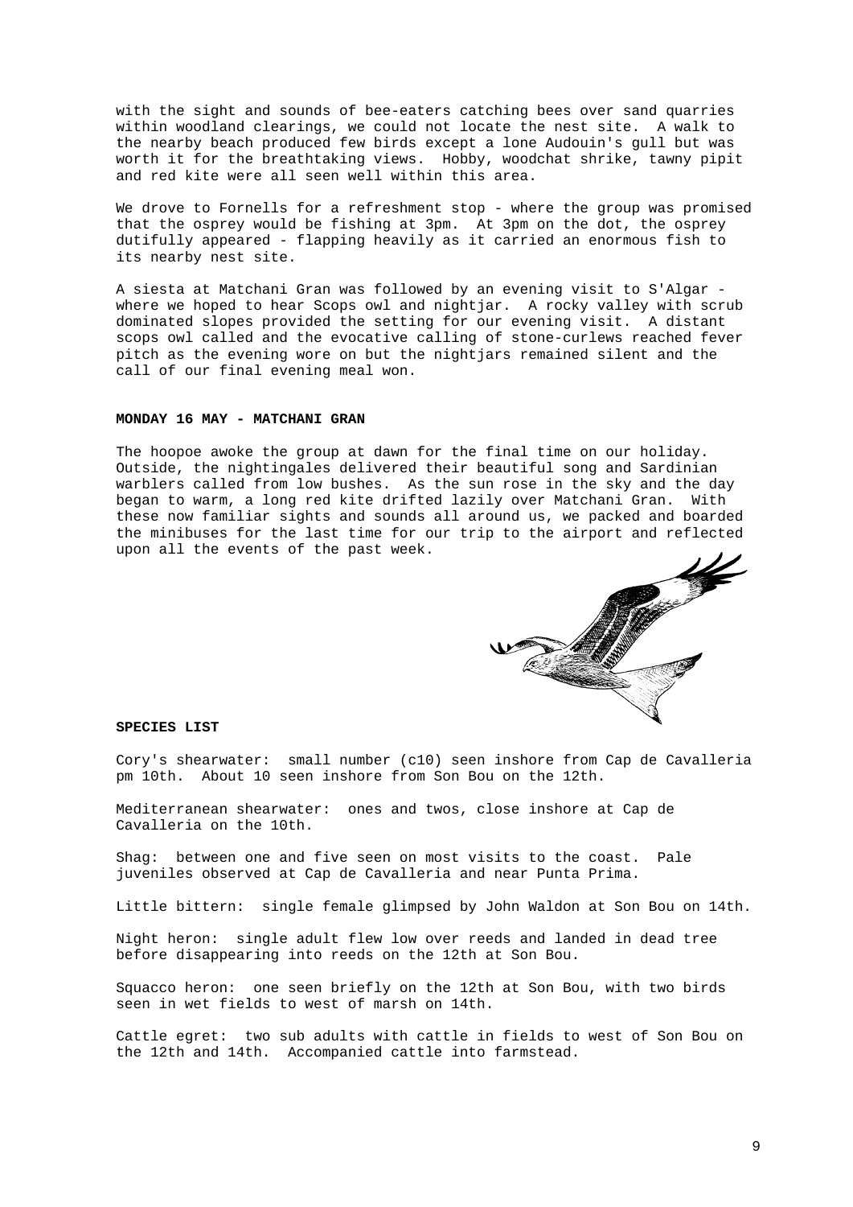with the sight and sounds of bee-eaters catching bees over sand quarries within woodland clearings, we could not locate the nest site. A walk to the nearby beach produced few birds except a lone Audouin's gull but was worth it for the breathtaking views. Hobby, woodchat shrike, tawny pipit and red kite were all seen well within this area.

We drove to Fornells for a refreshment stop - where the group was promised that the osprey would be fishing at 3pm. At 3pm on the dot, the osprey dutifully appeared - flapping heavily as it carried an enormous fish to its nearby nest site.

A siesta at Matchani Gran was followed by an evening visit to S'Algar - where we hoped to hear Scops owl and nightjar. A rocky valley with scrub dominated slopes provided the setting for our evening visit. A distant scops owl called and the evocative calling of stone-curlews reached fever pitch as the evening wore on but the nightjars remained silent and the call of our final evening meal won.

**MONDAY 16 MAY - MATCHANI GRAN**

The hoopoe awoke the group at dawn for the final time on our holiday. Outside, the nightingales delivered their beautiful song and Sardinian warblers called from low bushes. As the sun rose in the sky and the day began to warm, a long red kite drifted lazily over Matchani Gran. With these now familiar sights and sounds all around us, we packed and boarded the minibuses for the last time for our trip to the airport and reflected upon all the events of the past week.

**SPECIES LIST**

Cory's shearwater: small number (c10) seen inshore from Cap de Cavalleria pm 10th. About 10 seen inshore from Son Bou on the 12th.

Mediterranean shearwater: ones and twos, close inshore at Cap de Cavalleria on the 10th.

Shag: between one and five seen on most visits to the coast. Pale juveniles observed at Cap de Cavalleria and near Punta Prima.

Little bittern: single female glimpsed by John Waldon at Son Bou on 14th.

Night heron: single adult flew low over reeds and landed in dead tree before disappearing into reeds on the 12th at Son Bou.

Squacco heron: one seen briefly on the 12th at Son Bou, with two birds seen in wet fields to west of marsh on 14th.

Cattle egret: two sub adults with cattle in fields to west of Son Bou on the 12th and 14th. Accompanied cattle into farmstead.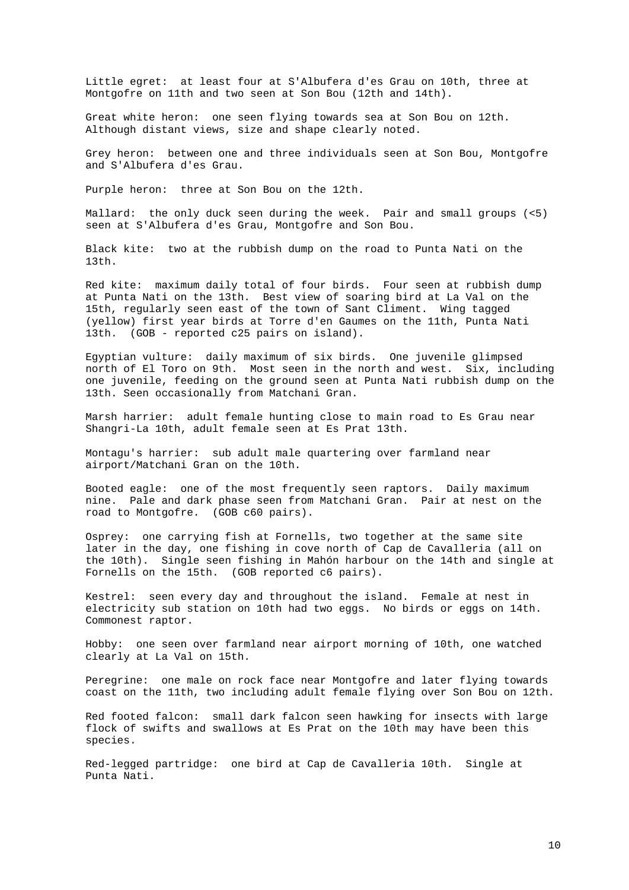Little egret: at least four at S'Albufera d'es Grau on 10th, three at Montgofre on 11th and two seen at Son Bou (12th and 14th).

Great white heron: one seen flying towards sea at Son Bou on 12th. Although distant views, size and shape clearly noted.

Grey heron: between one and three individuals seen at Son Bou, Montgofre and S'Albufera d'es Grau.

Purple heron: three at Son Bou on the 12th.

Mallard: the only duck seen during the week. Pair and small groups (<5) seen at S'Albufera d'es Grau, Montgofre and Son Bou.

Black kite: two at the rubbish dump on the road to Punta Nati on the 13th.

Red kite: maximum daily total of four birds. Four seen at rubbish dump at Punta Nati on the 13th. Best view of soaring bird at La Val on the 15th, regularly seen east of the town of Sant Climent. Wing tagged (yellow) first year birds at Torre d'en Gaumes on the 11th, Punta Nati 13th. (GOB - reported c25 pairs on island).

Egyptian vulture: daily maximum of six birds. One juvenile glimpsed north of El Toro on 9th. Most seen in the north and west. Six, including one juvenile, feeding on the ground seen at Punta Nati rubbish dump on the 13th. Seen occasionally from Matchani Gran.

Marsh harrier: adult female hunting close to main road to Es Grau near Shangri-La 10th, adult female seen at Es Prat 13th.

Montagu's harrier: sub adult male quartering over farmland near airport/Matchani Gran on the 10th.

Booted eagle: one of the most frequently seen raptors. Daily maximum nine. Pale and dark phase seen from Matchani Gran. Pair at nest on the road to Montgofre. (GOB c60 pairs).

Osprey: one carrying fish at Fornells, two together at the same site later in the day, one fishing in cove north of Cap de Cavalleria (all on the 10th). Single seen fishing in Mahón harbour on the 14th and single at Fornells on the 15th. (GOB reported c6 pairs).

Kestrel: seen every day and throughout the island. Female at nest in electricity sub station on 10th had two eggs. No birds or eggs on 14th. Commonest raptor.

Hobby: one seen over farmland near airport morning of 10th, one watched clearly at La Val on 15th.

Peregrine: one male on rock face near Montgofre and later flying towards coast on the 11th, two including adult female flying over Son Bou on 12th.

Red footed falcon: small dark falcon seen hawking for insects with large flock of swifts and swallows at Es Prat on the 10th may have been this species.

Red-legged partridge: one bird at Cap de Cavalleria 10th. Single at Punta Nati.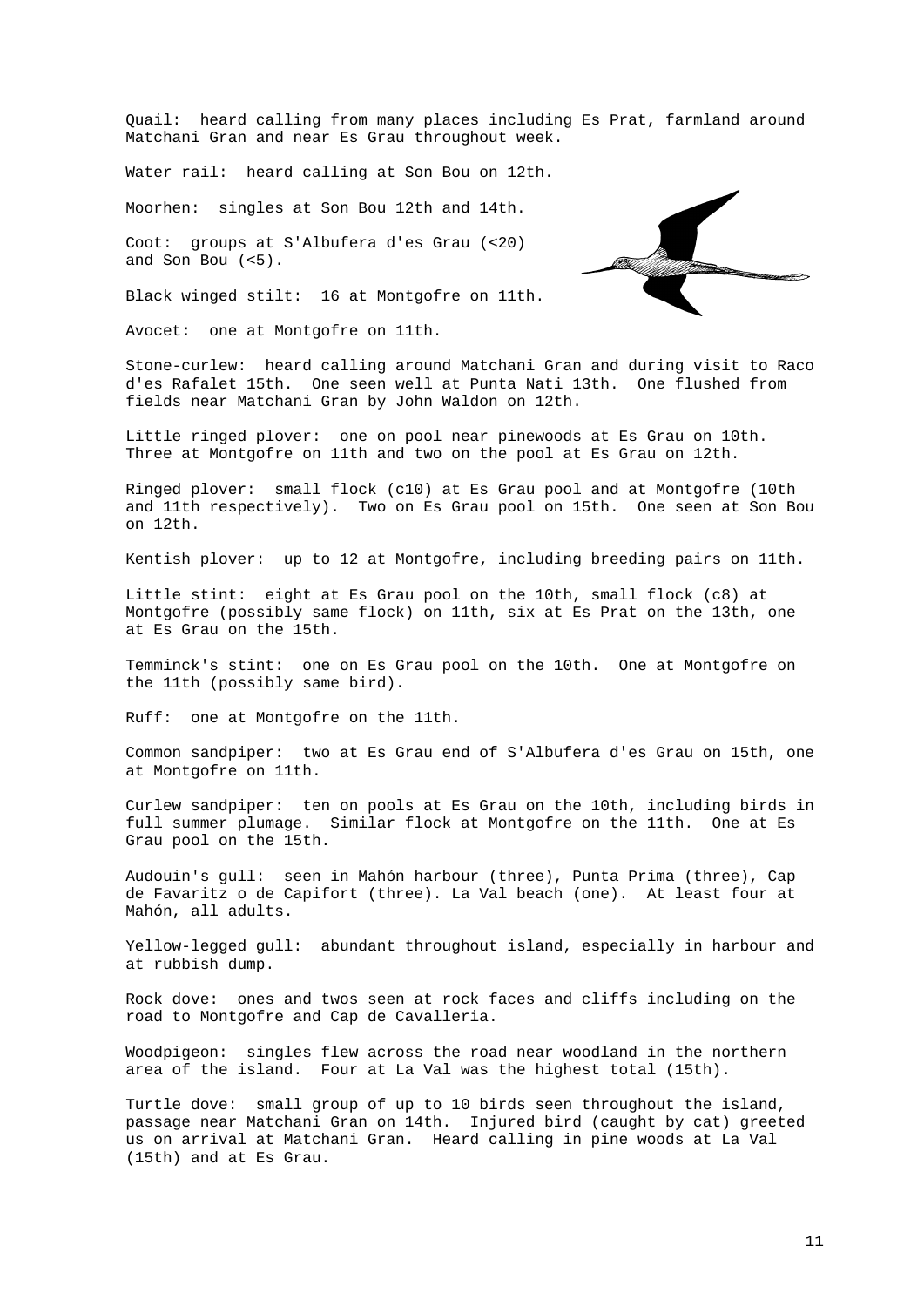Quail:  heard calling from many places including Es Prat, farmland around Matchani Gran and near Es Grau throughout week.

Water rail:  heard calling at Son Bou on 12th.

Moorhen:  singles at Son Bou 12th and 14th.

Coot:  groups at S'Albufera d'es Grau (<20) and Son Bou (<5).

Black winged stilt:  16 at Montgofre on 11th.

Avocet:  one at Montgofre on 11th.

Stone-curlew:  heard calling around Matchani Gran and during visit to Raco d'es Rafalet 15th.  One seen well at Punta Nati 13th.  One flushed from fields near Matchani Gran by John Waldon on 12th.

Little ringed plover:  one on pool near pinewoods at Es Grau on 10th. Three at Montgofre on 11th and two on the pool at Es Grau on 12th.

Ringed plover:  small flock (c10) at Es Grau pool and at Montgofre (10th and 11th respectively).  Two on Es Grau pool on 15th.  One seen at Son Bou on 12th.

Kentish plover:  up to 12 at Montgofre, including breeding pairs on 11th.

Little stint:  eight at Es Grau pool on the 10th, small flock (c8) at Montgofre (possibly same flock) on 11th, six at Es Prat on the 13th, one at Es Grau on the 15th.

Temminck's stint:  one on Es Grau pool on the 10th.  One at Montgofre on the 11th (possibly same bird).

Ruff:  one at Montgofre on the 11th.

Common sandpiper:  two at Es Grau end of S'Albufera d'es Grau on 15th, one at Montgofre on 11th.

Curlew sandpiper:  ten on pools at Es Grau on the 10th, including birds in full summer plumage.  Similar flock at Montgofre on the 11th.  One at Es Grau pool on the 15th.

Audouin's gull:  seen in Mahón harbour (three), Punta Prima (three), Cap de Favaritz o de Capifort (three). La Val beach (one).  At least four at Mahón, all adults.

Yellow-legged gull:  abundant throughout island, especially in harbour and at rubbish dump.

Rock dove:  ones and twos seen at rock faces and cliffs including on the road to Montgofre and Cap de Cavalleria.

Woodpigeon:  singles flew across the road near woodland in the northern area of the island.  Four at La Val was the highest total (15th).

Turtle dove:  small group of up to 10 birds seen throughout the island, passage near Matchani Gran on 14th.  Injured bird (caught by cat) greeted us on arrival at Matchani Gran.  Heard calling in pine woods at La Val (15th) and at Es Grau.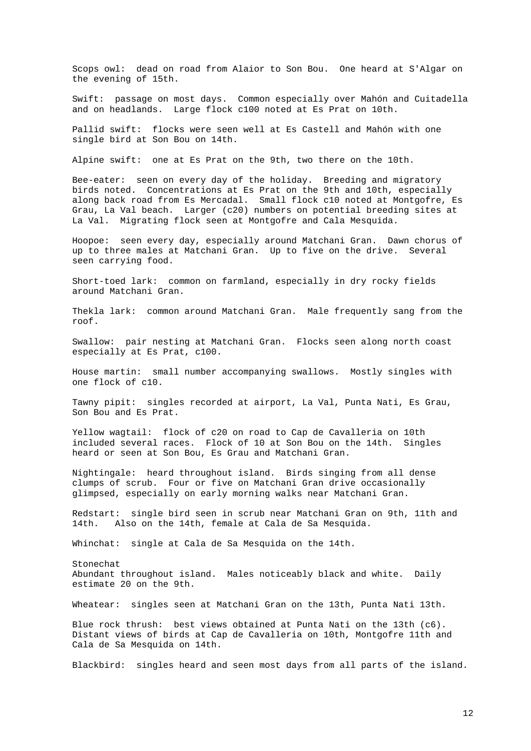Scops owl: dead on road from Alaior to Son Bou. One heard at S'Algar on the evening of 15th.

Swift: passage on most days. Common especially over Mahón and Cuitadella and on headlands. Large flock c100 noted at Es Prat on 10th.

Pallid swift: flocks were seen well at Es Castell and Mahón with one single bird at Son Bou on 14th.

Alpine swift: one at Es Prat on the 9th, two there on the 10th.

Bee-eater: seen on every day of the holiday. Breeding and migratory birds noted. Concentrations at Es Prat on the 9th and 10th, especially along back road from Es Mercadal. Small flock c10 noted at Montgofre, Es Grau, La Val beach. Larger (c20) numbers on potential breeding sites at La Val. Migrating flock seen at Montgofre and Cala Mesquida.

Hoopoe: seen every day, especially around Matchani Gran. Dawn chorus of up to three males at Matchani Gran. Up to five on the drive. Several seen carrying food.

Short-toed lark: common on farmland, especially in dry rocky fields around Matchani Gran.

Thekla lark: common around Matchani Gran. Male frequently sang from the roof.

Swallow: pair nesting at Matchani Gran. Flocks seen along north coast especially at Es Prat, c100.

House martin: small number accompanying swallows. Mostly singles with one flock of c10.

Tawny pipit: singles recorded at airport, La Val, Punta Nati, Es Grau, Son Bou and Es Prat.

Yellow wagtail: flock of c20 on road to Cap de Cavalleria on 10th included several races. Flock of 10 at Son Bou on the 14th. Singles heard or seen at Son Bou, Es Grau and Matchani Gran.

Nightingale: heard throughout island. Birds singing from all dense clumps of scrub. Four or five on Matchani Gran drive occasionally glimpsed, especially on early morning walks near Matchani Gran.

Redstart: single bird seen in scrub near Matchani Gran on 9th, 11th and 14th. Also on the 14th, female at Cala de Sa Mesquida.

Whinchat: single at Cala de Sa Mesquida on the 14th.

Stonechat
Abundant throughout island. Males noticeably black and white. Daily estimate 20 on the 9th.

Wheatear: singles seen at Matchani Gran on the 13th, Punta Nati 13th.

Blue rock thrush: best views obtained at Punta Nati on the 13th (c6). Distant views of birds at Cap de Cavalleria on 10th, Montgofre 11th and Cala de Sa Mesquida on 14th.

Blackbird: singles heard and seen most days from all parts of the island.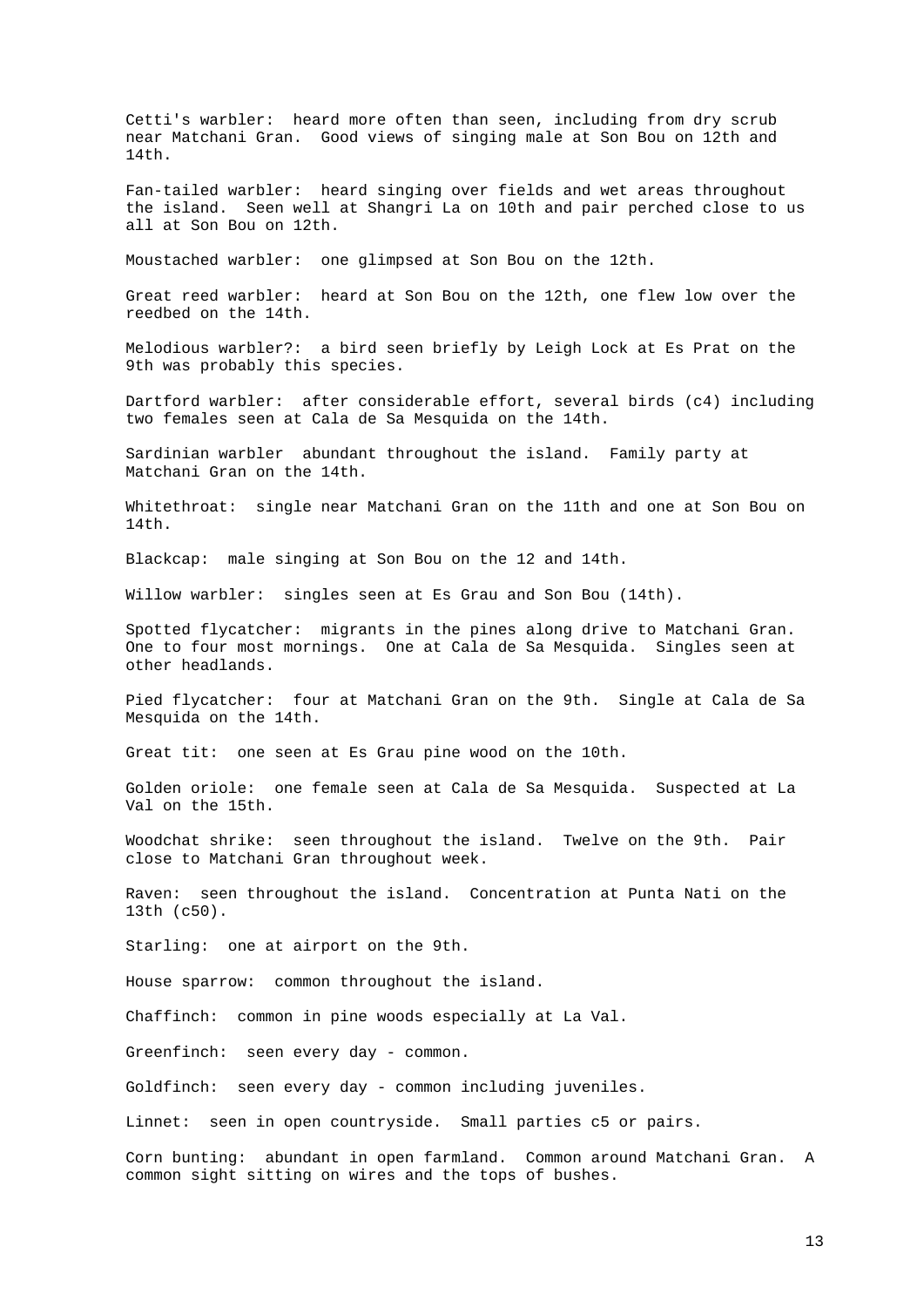Cetti's warbler: heard more often than seen, including from dry scrub near Matchani Gran. Good views of singing male at Son Bou on 12th and 14th.

Fan-tailed warbler: heard singing over fields and wet areas throughout the island. Seen well at Shangri La on 10th and pair perched close to us all at Son Bou on 12th.

Moustached warbler: one glimpsed at Son Bou on the 12th.

Great reed warbler: heard at Son Bou on the 12th, one flew low over the reedbed on the 14th.

Melodious warbler?: a bird seen briefly by Leigh Lock at Es Prat on the 9th was probably this species.

Dartford warbler: after considerable effort, several birds (c4) including two females seen at Cala de Sa Mesquida on the 14th.

Sardinian warbler abundant throughout the island. Family party at Matchani Gran on the 14th.

Whitethroat: single near Matchani Gran on the 11th and one at Son Bou on 14th.

Blackcap: male singing at Son Bou on the 12 and 14th.

Willow warbler: singles seen at Es Grau and Son Bou (14th).

Spotted flycatcher: migrants in the pines along drive to Matchani Gran. One to four most mornings. One at Cala de Sa Mesquida. Singles seen at other headlands.

Pied flycatcher: four at Matchani Gran on the 9th. Single at Cala de Sa Mesquida on the 14th.

Great tit: one seen at Es Grau pine wood on the 10th.

Golden oriole: one female seen at Cala de Sa Mesquida. Suspected at La Val on the 15th.

Woodchat shrike: seen throughout the island. Twelve on the 9th. Pair close to Matchani Gran throughout week.

Raven: seen throughout the island. Concentration at Punta Nati on the 13th (c50).

Starling: one at airport on the 9th.

House sparrow: common throughout the island.

Chaffinch: common in pine woods especially at La Val.

Greenfinch: seen every day - common.

Goldfinch: seen every day - common including juveniles.

Linnet: seen in open countryside. Small parties c5 or pairs.

Corn bunting: abundant in open farmland. Common around Matchani Gran. A common sight sitting on wires and the tops of bushes.